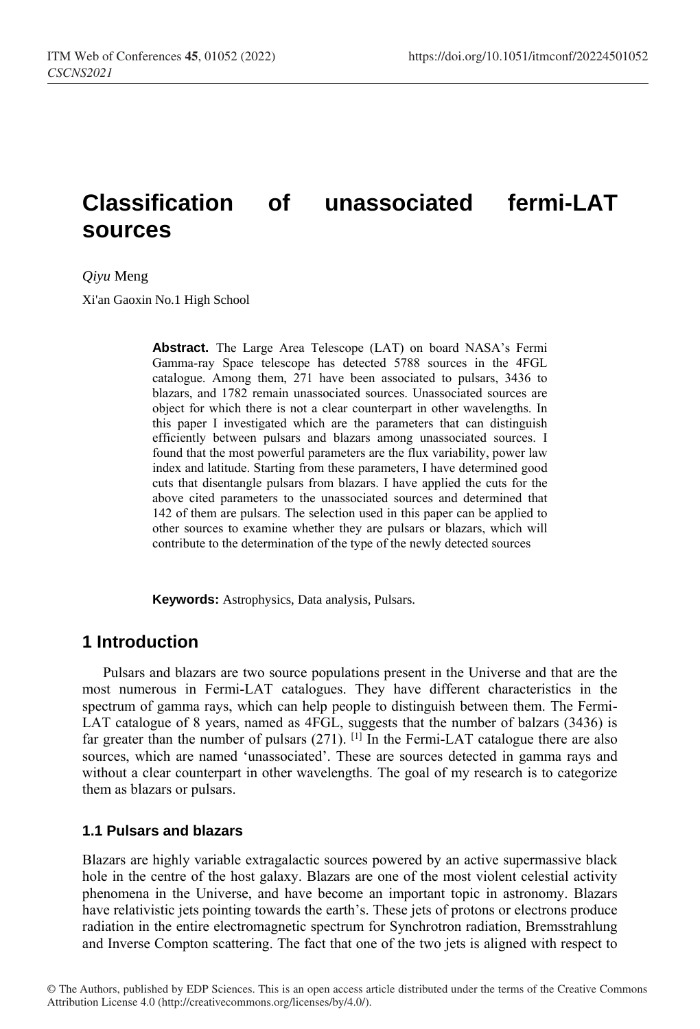# Classification of unassociated fermi-LAT sources

*Qiyu* Meng

Xi'an Gaoxin No.1 High School

**Abstract.** The Large Area Telescope (LAT) on board NASA's Fermi Gamma-ray Space telescope has detected 5788 sources in the 4FGL catalogue. Among them, 271 have been associated to pulsars, 3436 to blazars, and 1782 remain unassociated sources. Unassociated sources are object for which there is not a clear counterpart in other wavelengths. In this paper I investigated which are the parameters that can distinguish efficiently between pulsars and blazars among unassociated sources. I found that the most powerful parameters are the flux variability, power law index and latitude. Starting from these parameters, I have determined good cuts that disentangle pulsars from blazars. I have applied the cuts for the above cited parameters to the unassociated sources and determined that 142 of them are pulsars. The selection used in this paper can be applied to other sources to examine whether they are pulsars or blazars, which will contribute to the determination of the type of the newly detected sources

**Keywords:** Astrophysics, Data analysis, Pulsars.

## 1 Introduction

Pulsars and blazars are two source populations present in the Universe and that are the most numerous in Fermi-LAT catalogues. They have different characteristics in the spectrum of gamma rays, which can help people to distinguish between them. The Fermi-LAT catalogue of 8 years, named as 4FGL, suggests that the number of balzars (3436) is far greater than the number of pulsars (271). [1] In the Fermi-LAT catalogue there are also sources, which are named 'unassociated'. These are sources detected in gamma rays and without a clear counterpart in other wavelengths. The goal of my research is to categorize them as blazars or pulsars.

### 1.1 Pulsars and blazars

Blazars are highly variable extragalactic sources powered by an active supermassive black hole in the centre of the host galaxy. Blazars are one of the most violent celestial activity phenomena in the Universe, and have become an important topic in astronomy. Blazars have relativistic jets pointing towards the earth's. These jets of protons or electrons produce radiation in the entire electromagnetic spectrum for Synchrotron radiation, Bremsstrahlung and Inverse Compton scattering. The fact that one of the two jets is aligned with respect to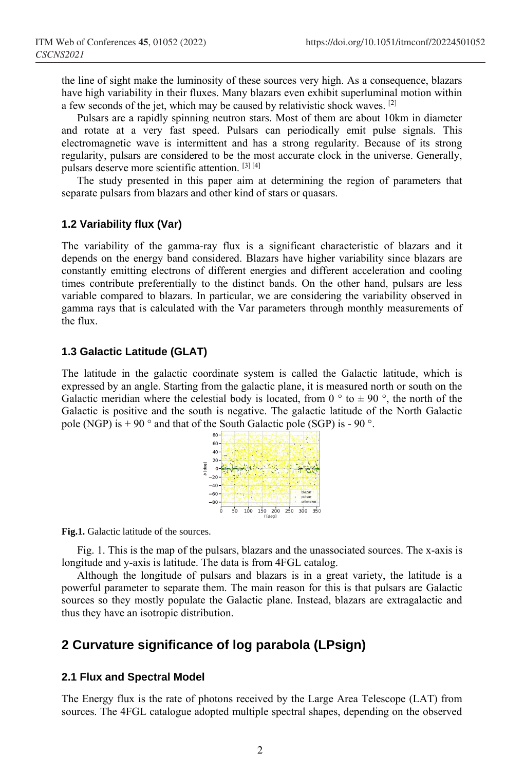the line of sight make the luminosity of these sources very high. As a consequence, blazars have high variability in their fluxes. Many blazars even exhibit superluminal motion within a few seconds of the jet, which may be caused by relativistic shock waves. [2]

Pulsars are a rapidly spinning neutron stars. Most of them are about 10km in diameter and rotate at a very fast speed. Pulsars can periodically emit pulse signals. This electromagnetic wave is intermittent and has a strong regularity. Because of its strong regularity, pulsars are considered to be the most accurate clock in the universe. Generally, pulsars deserve more scientific attention. [3] [4]

The study presented in this paper aim at determining the region of parameters that separate pulsars from blazars and other kind of stars or quasars.

### 1.2 Variability flux (Var)

The variability of the gamma-ray flux is a significant characteristic of blazars and it depends on the energy band considered. Blazars have higher variability since blazars are constantly emitting electrons of different energies and different acceleration and cooling times contribute preferentially to the distinct bands. On the other hand, pulsars are less variable compared to blazars. In particular, we are considering the variability observed in gamma rays that is calculated with the Var parameters through monthly measurements of the flux.

### 1.3 Galactic Latitude (GLAT)

The latitude in the galactic coordinate system is called the Galactic latitude, which is expressed by an angle. Starting from the galactic plane, it is measured north or south on the Galactic meridian where the celestial body is located, from 0 ° to ± 90 °, the north of the Galactic is positive and the south is negative. The galactic latitude of the North Galactic pole (NGP) is + 90 ° and that of the South Galactic pole (SGP) is - 90 °.

**Fig.1.** Galactic latitude of the sources.

Fig. 1. This is the map of the pulsars, blazars and the unassociated sources. The x-axis is longitude and y-axis is latitude. The data is from 4FGL catalog.

Although the longitude of pulsars and blazars is in a great variety, the latitude is a powerful parameter to separate them. The main reason for this is that pulsars are Galactic sources so they mostly populate the Galactic plane. Instead, blazars are extragalactic and thus they have an isotropic distribution.

## 2 Curvature significance of log parabola (LPsign)

### 2.1 Flux and Spectral Model

The Energy flux is the rate of photons received by the Large Area Telescope (LAT) from sources. The 4FGL catalogue adopted multiple spectral shapes, depending on the observed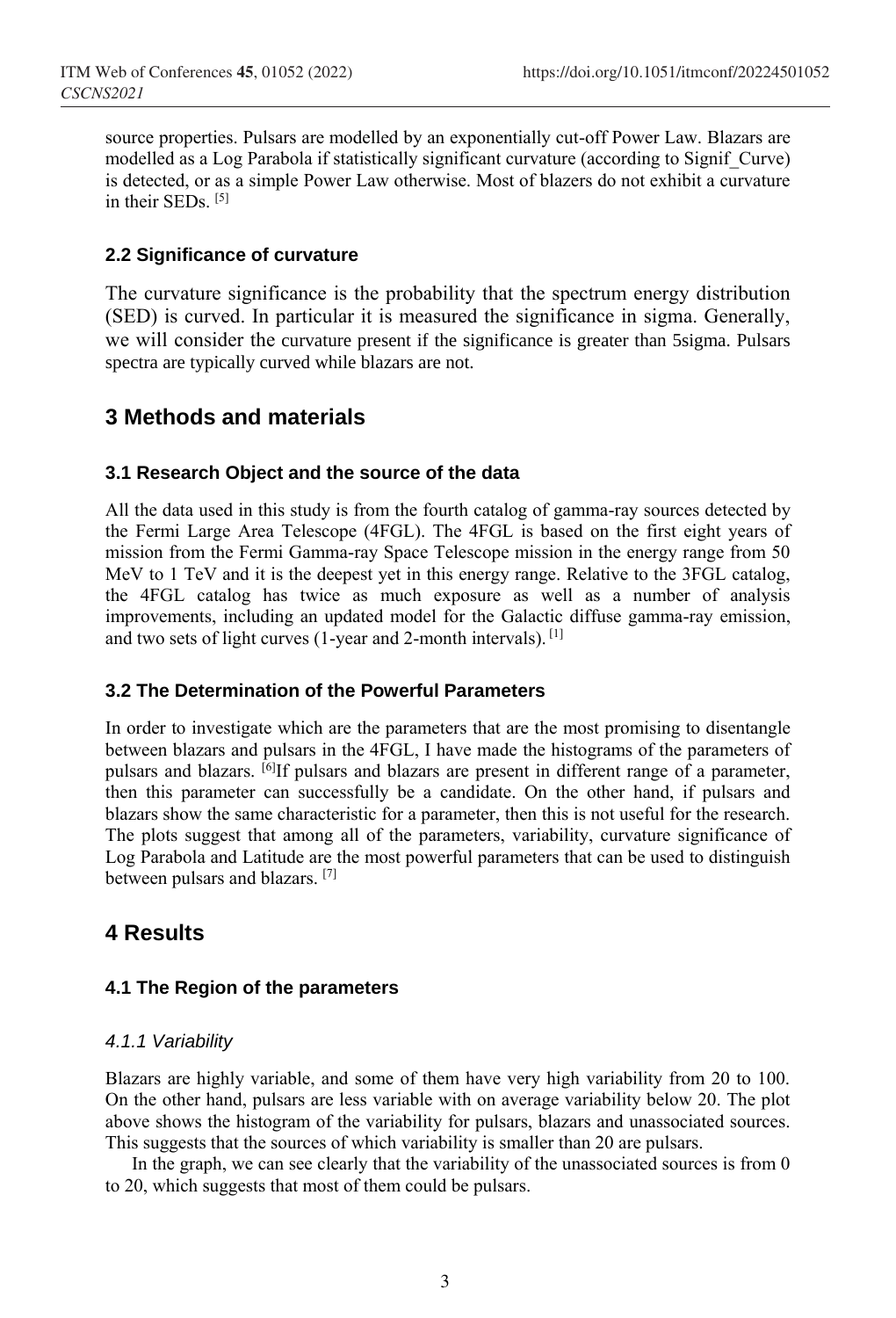source properties. Pulsars are modelled by an exponentially cut-off Power Law. Blazars are modelled as a Log Parabola if statistically significant curvature (according to Signif_Curve) is detected, or as a simple Power Law otherwise. Most of blazers do not exhibit a curvature in their SEDs. [5]

### 2.2 Significance of curvature

The curvature significance is the probability that the spectrum energy distribution (SED) is curved. In particular it is measured the significance in sigma. Generally, we will consider the curvature present if the significance is greater than 5sigma. Pulsars spectra are typically curved while blazars are not.

## 3 Methods and materials

### 3.1 Research Object and the source of the data

All the data used in this study is from the fourth catalog of gamma-ray sources detected by the Fermi Large Area Telescope (4FGL). The 4FGL is based on the first eight years of mission from the Fermi Gamma-ray Space Telescope mission in the energy range from 50 MeV to 1 TeV and it is the deepest yet in this energy range. Relative to the 3FGL catalog, the 4FGL catalog has twice as much exposure as well as a number of analysis improvements, including an updated model for the Galactic diffuse gamma-ray emission, and two sets of light curves (1-year and 2-month intervals). [1]

### 3.2 The Determination of the Powerful Parameters

In order to investigate which are the parameters that are the most promising to disentangle between blazars and pulsars in the 4FGL, I have made the histograms of the parameters of pulsars and blazars. [6]If pulsars and blazars are present in different range of a parameter, then this parameter can successfully be a candidate. On the other hand, if pulsars and blazars show the same characteristic for a parameter, then this is not useful for the research. The plots suggest that among all of the parameters, variability, curvature significance of Log Parabola and Latitude are the most powerful parameters that can be used to distinguish between pulsars and blazars. [7]

## 4 Results

### 4.1 The Region of the parameters

#### *4.1.1 Variability*

Blazars are highly variable, and some of them have very high variability from 20 to 100. On the other hand, pulsars are less variable with on average variability below 20. The plot above shows the histogram of the variability for pulsars, blazars and unassociated sources. This suggests that the sources of which variability is smaller than 20 are pulsars.

In the graph, we can see clearly that the variability of the unassociated sources is from 0 to 20, which suggests that most of them could be pulsars.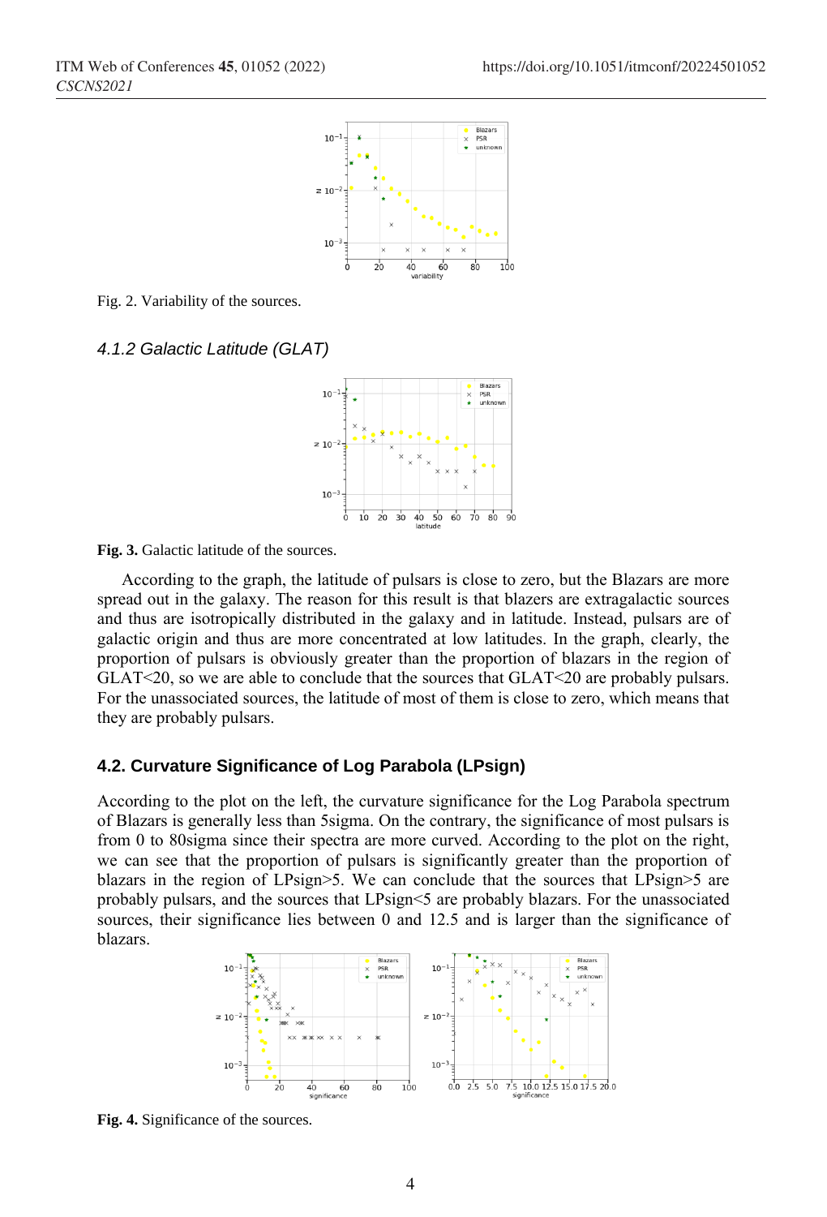Fig. 2. Variability of the sources.

### *4.1.2 Galactic Latitude (GLAT)*

**Fig. 3.** Galactic latitude of the sources.

According to the graph, the latitude of pulsars is close to zero, but the Blazars are more spread out in the galaxy. The reason for this result is that blazers are extragalactic sources and thus are isotropically distributed in the galaxy and in latitude. Instead, pulsars are of galactic origin and thus are more concentrated at low latitudes. In the graph, clearly, the proportion of pulsars is obviously greater than the proportion of blazars in the region of GLAT<20, so we are able to conclude that the sources that GLAT<20 are probably pulsars. For the unassociated sources, the latitude of most of them is close to zero, which means that they are probably pulsars.

### **4.2. Curvature Significance of Log Parabola (LPsign)**

According to the plot on the left, the curvature significance for the Log Parabola spectrum of Blazars is generally less than 5sigma. On the contrary, the significance of most pulsars is from 0 to 80sigma since their spectra are more curved. According to the plot on the right, we can see that the proportion of pulsars is significantly greater than the proportion of blazars in the region of LPsign>5. We can conclude that the sources that LPsign>5 are probably pulsars, and the sources that LPsign<5 are probably blazars. For the unassociated sources, their significance lies between 0 and 12.5 and is larger than the significance of blazars.

**Fig. 4.** Significance of the sources.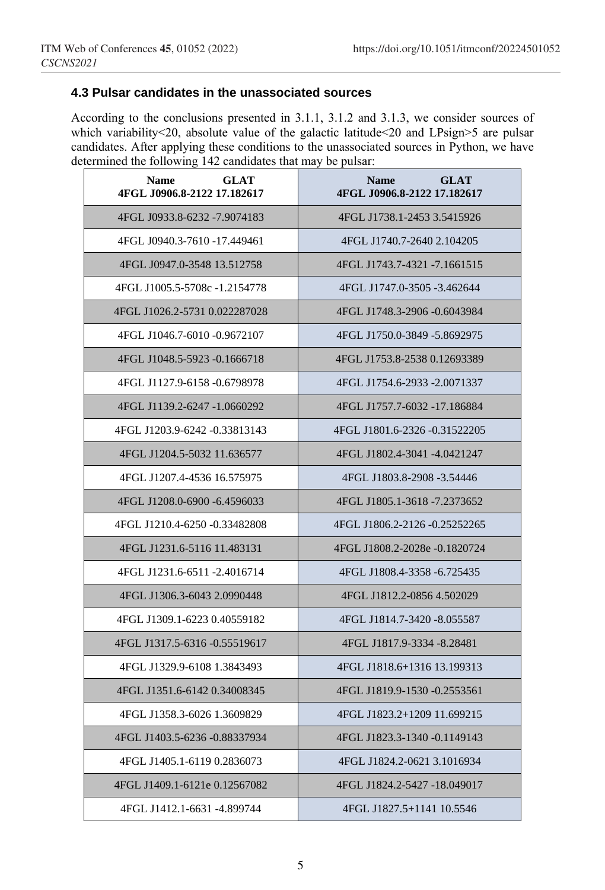### 4.3 Pulsar candidates in the unassociated sources

According to the conclusions presented in 3.1.1, 3.1.2 and 3.1.3, we consider sources of which variability<20, absolute value of the galactic latitude<20 and LPsign>5 are pulsar candidates. After applying these conditions to the unassociated sources in Python, we have determined the following 142 candidates that may be pulsar:

| Name GLAT<br>4FGL J0906.8-2122 17.182617 | Name GLAT<br>4FGL J0906.8-2122 17.182617 |
| --- | --- |
| 4FGL J0933.8-6232 -7.9074183 | 4FGL J1738.1-2453 3.5415926 |
| 4FGL J0940.3-7610 -17.449461 | 4FGL J1740.7-2640 2.104205 |
| 4FGL J0947.0-3548 13.512758 | 4FGL J1743.7-4321 -7.1661515 |
| 4FGL J1005.5-5708c -1.2154778 | 4FGL J1747.0-3505 -3.462644 |
| 4FGL J1026.2-5731 0.022287028 | 4FGL J1748.3-2906 -0.6043984 |
| 4FGL J1046.7-6010 -0.9672107 | 4FGL J1750.0-3849 -5.8692975 |
| 4FGL J1048.5-5923 -0.1666718 | 4FGL J1753.8-2538 0.12693389 |
| 4FGL J1127.9-6158 -0.6798978 | 4FGL J1754.6-2933 -2.0071337 |
| 4FGL J1139.2-6247 -1.0660292 | 4FGL J1757.7-6032 -17.186884 |
| 4FGL J1203.9-6242 -0.33813143 | 4FGL J1801.6-2326 -0.31522205 |
| 4FGL J1204.5-5032 11.636577 | 4FGL J1802.4-3041 -4.0421247 |
| 4FGL J1207.4-4536 16.575975 | 4FGL J1803.8-2908 -3.54446 |
| 4FGL J1208.0-6900 -6.4596033 | 4FGL J1805.1-3618 -7.2373652 |
| 4FGL J1210.4-6250 -0.33482808 | 4FGL J1806.2-2126 -0.25252265 |
| 4FGL J1231.6-5116 11.483131 | 4FGL J1808.2-2028e -0.1820724 |
| 4FGL J1231.6-6511 -2.4016714 | 4FGL J1808.4-3358 -6.725435 |
| 4FGL J1306.3-6043 2.0990448 | 4FGL J1812.2-0856 4.502029 |
| 4FGL J1309.1-6223 0.40559182 | 4FGL J1814.7-3420 -8.055587 |
| 4FGL J1317.5-6316 -0.55519617 | 4FGL J1817.9-3334 -8.28481 |
| 4FGL J1329.9-6108 1.3843493 | 4FGL J1818.6+1316 13.199313 |
| 4FGL J1351.6-6142 0.34008345 | 4FGL J1819.9-1530 -0.2553561 |
| 4FGL J1358.3-6026 1.3609829 | 4FGL J1823.2+1209 11.699215 |
| 4FGL J1403.5-6236 -0.88337934 | 4FGL J1823.3-1340 -0.1149143 |
| 4FGL J1405.1-6119 0.2836073 | 4FGL J1824.2-0621 3.1016934 |
| 4FGL J1409.1-6121e 0.12567082 | 4FGL J1824.2-5427 -18.049017 |
| 4FGL J1412.1-6631 -4.899744 | 4FGL J1827.5+1141 10.5546 |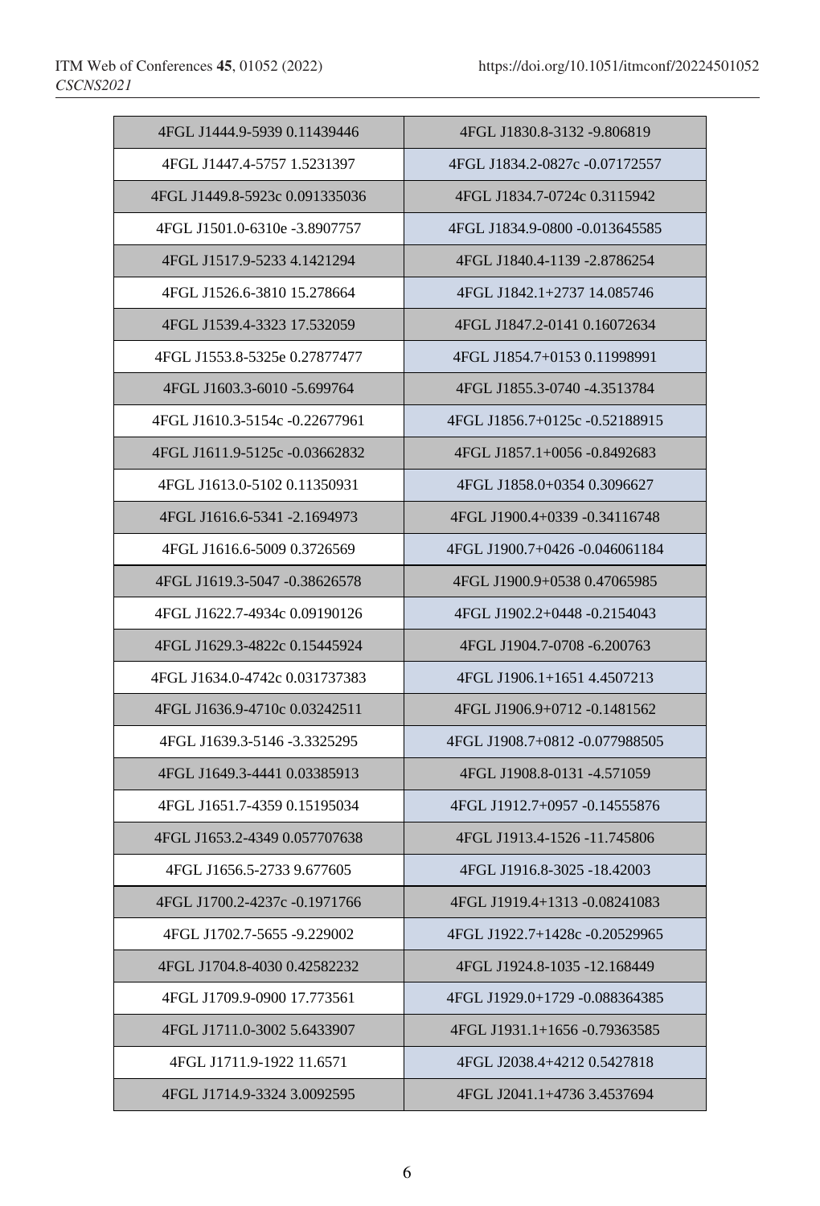| 4FGL J1444.9-5939 0.11439446 | 4FGL J1830.8-3132 -9.806819 |
|---|---|
| 4FGL J1447.4-5757 1.5231397 | 4FGL J1834.2-0827c -0.07172557 |
| 4FGL J1449.8-5923c 0.091335036 | 4FGL J1834.7-0724c 0.3115942 |
| 4FGL J1501.0-6310e -3.8907757 | 4FGL J1834.9-0800 -0.013645585 |
| 4FGL J1517.9-5233 4.1421294 | 4FGL J1840.4-1139 -2.8786254 |
| 4FGL J1526.6-3810 15.278664 | 4FGL J1842.1+2737 14.085746 |
| 4FGL J1539.4-3323 17.532059 | 4FGL J1847.2-0141 0.16072634 |
| 4FGL J1553.8-5325e 0.27877477 | 4FGL J1854.7+0153 0.11998991 |
| 4FGL J1603.3-6010 -5.699764 | 4FGL J1855.3-0740 -4.3513784 |
| 4FGL J1610.3-5154c -0.22677961 | 4FGL J1856.7+0125c -0.52188915 |
| 4FGL J1611.9-5125c -0.03662832 | 4FGL J1857.1+0056 -0.8492683 |
| 4FGL J1613.0-5102 0.11350931 | 4FGL J1858.0+0354 0.3096627 |
| 4FGL J1616.6-5341 -2.1694973 | 4FGL J1900.4+0339 -0.34116748 |
| 4FGL J1616.6-5009 0.3726569 | 4FGL J1900.7+0426 -0.046061184 |
| 4FGL J1619.3-5047 -0.38626578 | 4FGL J1900.9+0538 0.47065985 |
| 4FGL J1622.7-4934c 0.09190126 | 4FGL J1902.2+0448 -0.2154043 |
| 4FGL J1629.3-4822c 0.15445924 | 4FGL J1904.7-0708 -6.200763 |
| 4FGL J1634.0-4742c 0.031737383 | 4FGL J1906.1+1651 4.4507213 |
| 4FGL J1636.9-4710c 0.03242511 | 4FGL J1906.9+0712 -0.1481562 |
| 4FGL J1639.3-5146 -3.3325295 | 4FGL J1908.7+0812 -0.077988505 |
| 4FGL J1649.3-4441 0.03385913 | 4FGL J1908.8-0131 -4.571059 |
| 4FGL J1651.7-4359 0.15195034 | 4FGL J1912.7+0957 -0.14555876 |
| 4FGL J1653.2-4349 0.057707638 | 4FGL J1913.4-1526 -11.745806 |
| 4FGL J1656.5-2733 9.677605 | 4FGL J1916.8-3025 -18.42003 |
| 4FGL J1700.2-4237c -0.1971766 | 4FGL J1919.4+1313 -0.08241083 |
| 4FGL J1702.7-5655 -9.229002 | 4FGL J1922.7+1428c -0.20529965 |
| 4FGL J1704.8-4030 0.42582232 | 4FGL J1924.8-1035 -12.168449 |
| 4FGL J1709.9-0900 17.773561 | 4FGL J1929.0+1729 -0.088364385 |
| 4FGL J1711.0-3002 5.6433907 | 4FGL J1931.1+1656 -0.79363585 |
| 4FGL J1711.9-1922 11.6571 | 4FGL J2038.4+4212 0.5427818 |
| 4FGL J1714.9-3324 3.0092595 | 4FGL J2041.1+4736 3.4537694 |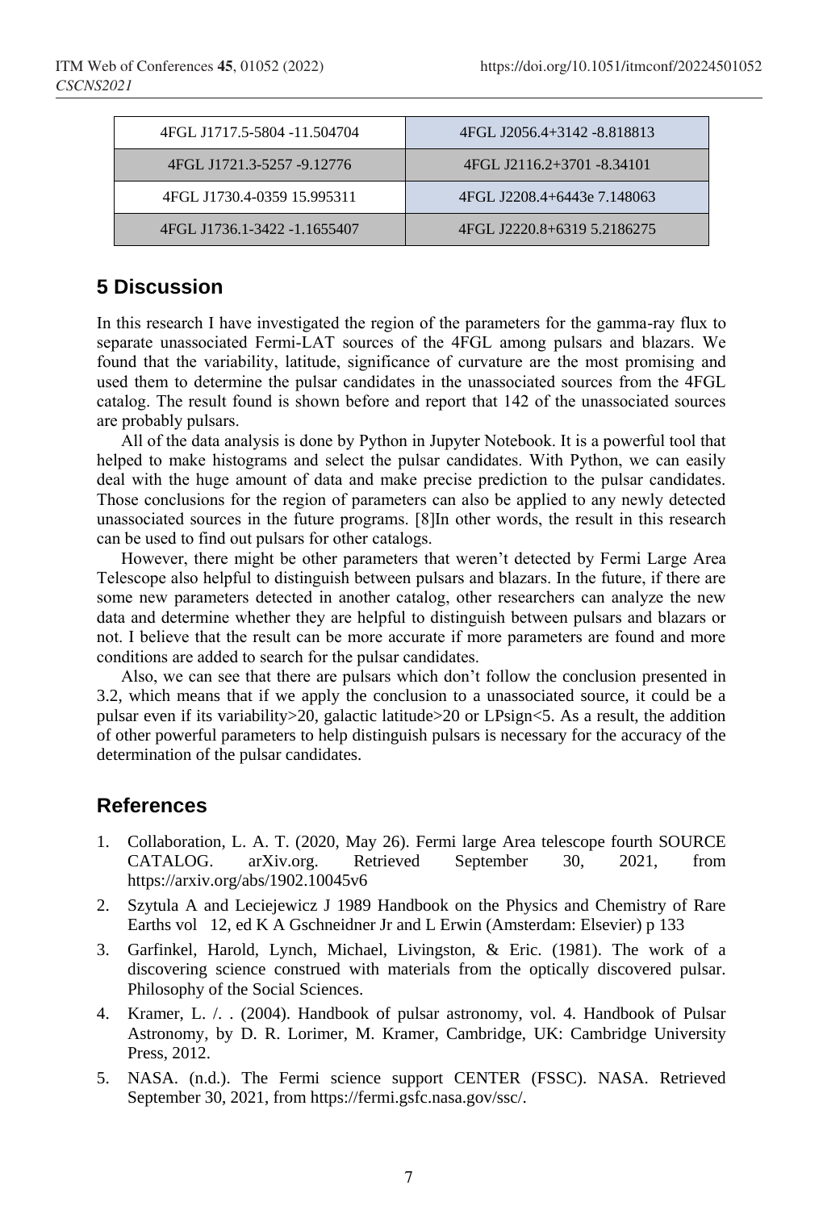| 4FGL J1717.5-5804 -11.504704 | 4FGL J2056.4+3142 -8.818813 |
| --- | --- |
| 4FGL J1721.3-5257 -9.12776 | 4FGL J2116.2+3701 -8.34101 |
| 4FGL J1730.4-0359 15.995311 | 4FGL J2208.4+6443e 7.148063 |
| 4FGL J1736.1-3422 -1.1655407 | 4FGL J2220.8+6319 5.2186275 |

## 5 Discussion

In this research I have investigated the region of the parameters for the gamma-ray flux to separate unassociated Fermi-LAT sources of the 4FGL among pulsars and blazars. We found that the variability, latitude, significance of curvature are the most promising and used them to determine the pulsar candidates in the unassociated sources from the 4FGL catalog. The result found is shown before and report that 142 of the unassociated sources are probably pulsars.

All of the data analysis is done by Python in Jupyter Notebook. It is a powerful tool that helped to make histograms and select the pulsar candidates. With Python, we can easily deal with the huge amount of data and make precise prediction to the pulsar candidates. Those conclusions for the region of parameters can also be applied to any newly detected unassociated sources in the future programs. [8]In other words, the result in this research can be used to find out pulsars for other catalogs.

However, there might be other parameters that weren't detected by Fermi Large Area Telescope also helpful to distinguish between pulsars and blazars. In the future, if there are some new parameters detected in another catalog, other researchers can analyze the new data and determine whether they are helpful to distinguish between pulsars and blazars or not. I believe that the result can be more accurate if more parameters are found and more conditions are added to search for the pulsar candidates.

Also, we can see that there are pulsars which don't follow the conclusion presented in 3.2, which means that if we apply the conclusion to a unassociated source, it could be a pulsar even if its variability>20, galactic latitude>20 or LPsign<5. As a result, the addition of other powerful parameters to help distinguish pulsars is necessary for the accuracy of the determination of the pulsar candidates.

## References

1. Collaboration, L. A. T. (2020, May 26). Fermi large Area telescope fourth SOURCE CATALOG. arXiv.org. Retrieved September 30, 2021, from https://arxiv.org/abs/1902.10045v6
2. Szytula A and Leciejewicz J 1989 Handbook on the Physics and Chemistry of Rare Earths vol 12, ed K A Gschneidner Jr and L Erwin (Amsterdam: Elsevier) p 133
3. Garfinkel, Harold, Lynch, Michael, Livingston, & Eric. (1981). The work of a discovering science construed with materials from the optically discovered pulsar. Philosophy of the Social Sciences.
4. Kramer, L. /. . (2004). Handbook of pulsar astronomy, vol. 4. Handbook of Pulsar Astronomy, by D. R. Lorimer, M. Kramer, Cambridge, UK: Cambridge University Press, 2012.
5. NASA. (n.d.). The Fermi science support CENTER (FSSC). NASA. Retrieved September 30, 2021, from https://fermi.gsfc.nasa.gov/ssc/.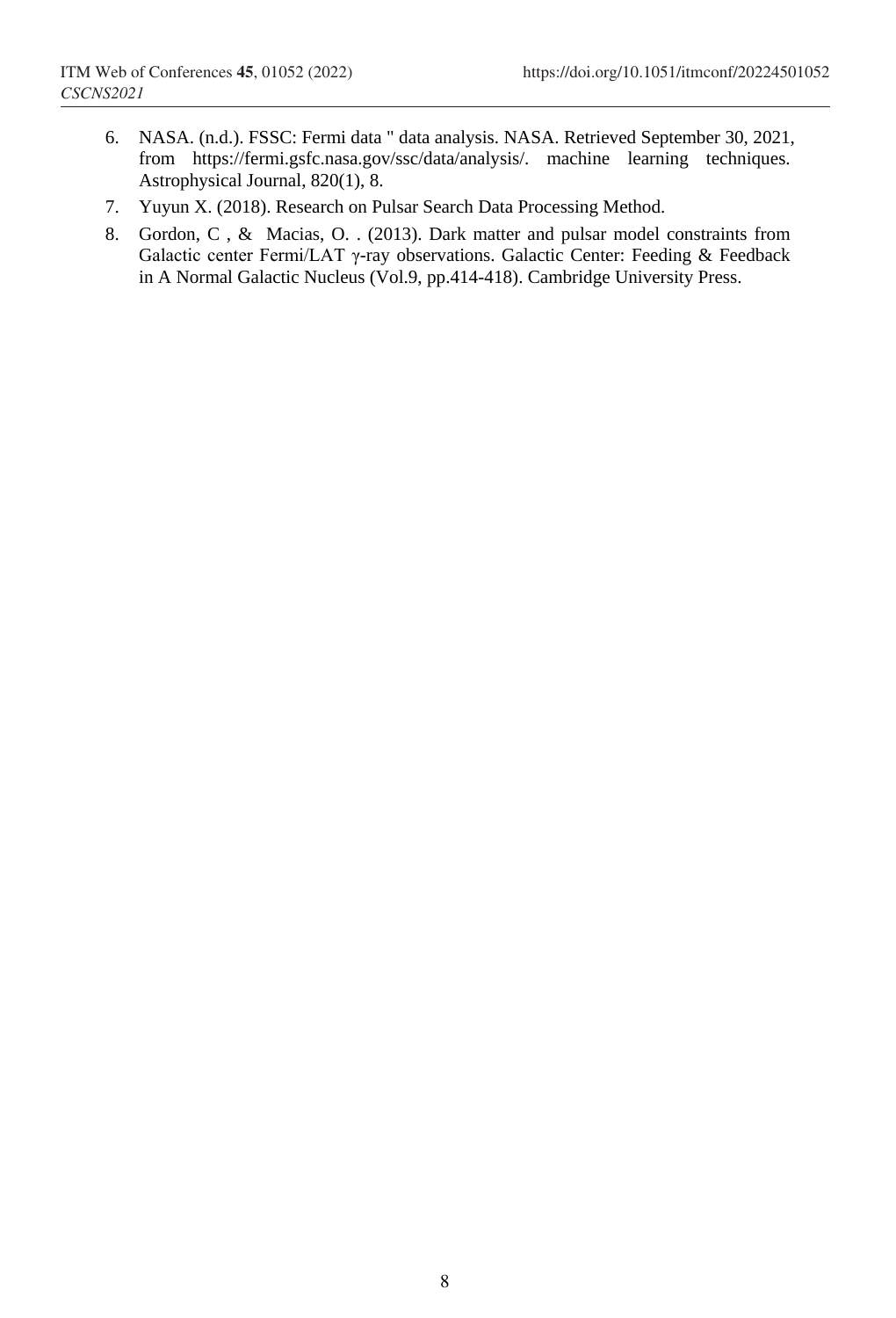6. NASA. (n.d.). FSSC: Fermi data " data analysis. NASA. Retrieved September 30, 2021, from https://fermi.gsfc.nasa.gov/ssc/data/analysis/. machine learning techniques. Astrophysical Journal, 820(1), 8.
7. Yuyun X. (2018). Research on Pulsar Search Data Processing Method.
8. Gordon, C , & Macias, O. . (2013). Dark matter and pulsar model constraints from Galactic center Fermi/LAT γ-ray observations. Galactic Center: Feeding & Feedback in A Normal Galactic Nucleus (Vol.9, pp.414-418). Cambridge University Press.